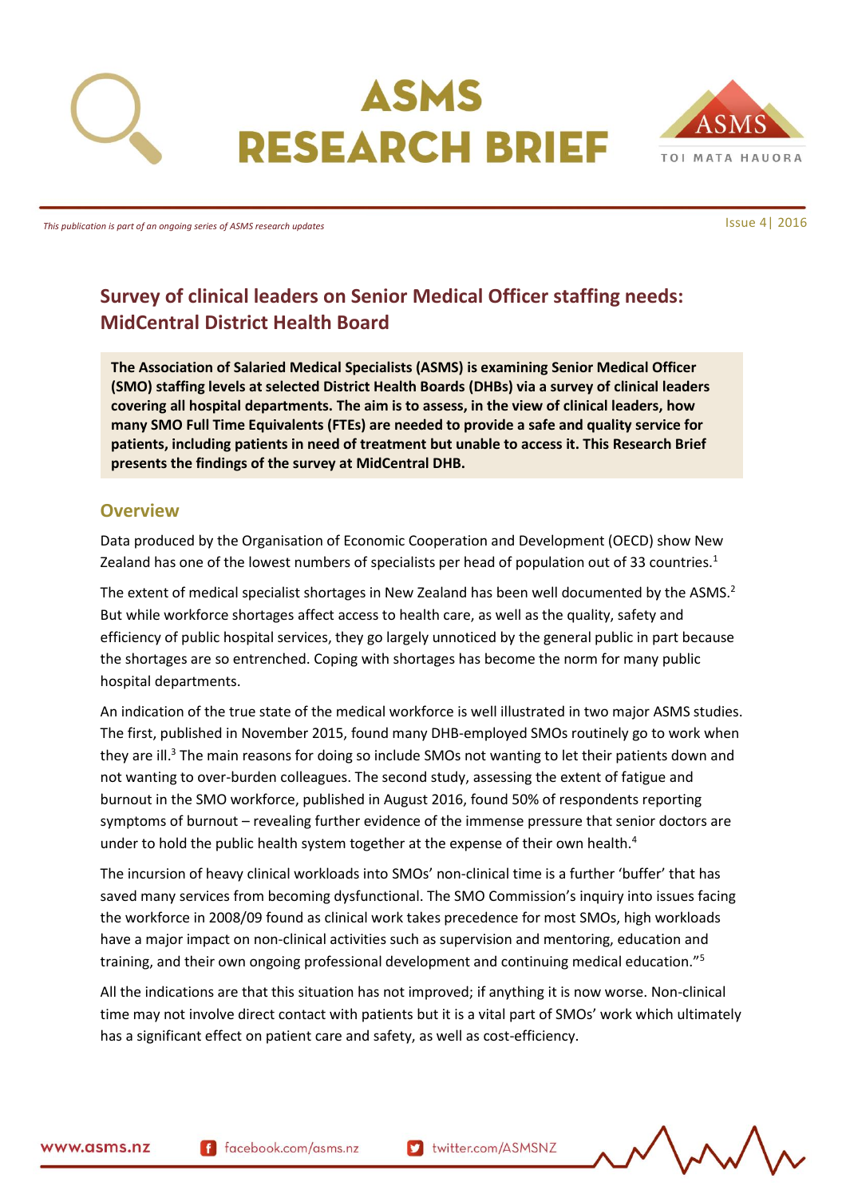# ASMS RESEARCH BRIEF

*This publication is part of an ongoing series of ASMS research updates*

Issue 4| 2016

## Survey of clinical leaders on Senior Medical Officer staffing needs: MidCentral District Health Board

**The Association of Salaried Medical Specialists (ASMS) is examining Senior Medical Officer (SMO) staffing levels at selected District Health Boards (DHBs) via a survey of clinical leaders covering all hospital departments. The aim is to assess, in the view of clinical leaders, how many SMO Full Time Equivalents (FTEs) are needed to provide a safe and quality service for patients, including patients in need of treatment but unable to access it. This Research Brief presents the findings of the survey at MidCentral DHB.**

### Overview

Data produced by the Organisation of Economic Cooperation and Development (OECD) show New Zealand has one of the lowest numbers of specialists per head of population out of 33 countries.[1]

The extent of medical specialist shortages in New Zealand has been well documented by the ASMS.[2] But while workforce shortages affect access to health care, as well as the quality, safety and efficiency of public hospital services, they go largely unnoticed by the general public in part because the shortages are so entrenched. Coping with shortages has become the norm for many public hospital departments.

An indication of the true state of the medical workforce is well illustrated in two major ASMS studies. The first, published in November 2015, found many DHB-employed SMOs routinely go to work when they are ill.[3] The main reasons for doing so include SMOs not wanting to let their patients down and not wanting to over-burden colleagues. The second study, assessing the extent of fatigue and burnout in the SMO workforce, published in August 2016, found 50% of respondents reporting symptoms of burnout – revealing further evidence of the immense pressure that senior doctors are under to hold the public health system together at the expense of their own health.[4]

The incursion of heavy clinical workloads into SMOs' non-clinical time is a further 'buffer' that has saved many services from becoming dysfunctional. The SMO Commission's inquiry into issues facing the workforce in 2008/09 found as clinical work takes precedence for most SMOs, high workloads have a major impact on non-clinical activities such as supervision and mentoring, education and training, and their own ongoing professional development and continuing medical education."[5]

All the indications are that this situation has not improved; if anything it is now worse. Non-clinical time may not involve direct contact with patients but it is a vital part of SMOs' work which ultimately has a significant effect on patient care and safety, as well as cost-efficiency.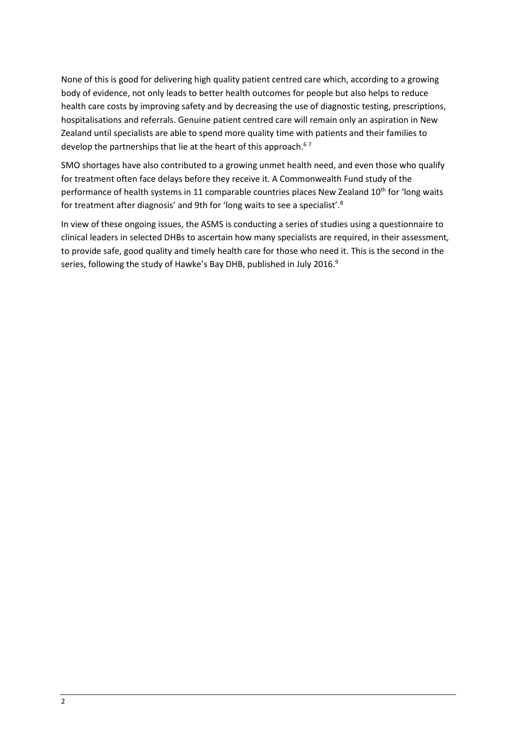None of this is good for delivering high quality patient centred care which, according to a growing body of evidence, not only leads to better health outcomes for people but also helps to reduce health care costs by improving safety and by decreasing the use of diagnostic testing, prescriptions, hospitalisations and referrals. Genuine patient centred care will remain only an aspiration in New Zealand until specialists are able to spend more quality time with patients and their families to develop the partnerships that lie at the heart of this approach.[6 7]

SMO shortages have also contributed to a growing unmet health need, and even those who qualify for treatment often face delays before they receive it. A Commonwealth Fund study of the performance of health systems in 11 comparable countries places New Zealand 10th for 'long waits for treatment after diagnosis' and 9th for 'long waits to see a specialist'.[8]

In view of these ongoing issues, the ASMS is conducting a series of studies using a questionnaire to clinical leaders in selected DHBs to ascertain how many specialists are required, in their assessment, to provide safe, good quality and timely health care for those who need it. This is the second in the series, following the study of Hawke's Bay DHB, published in July 2016.[9]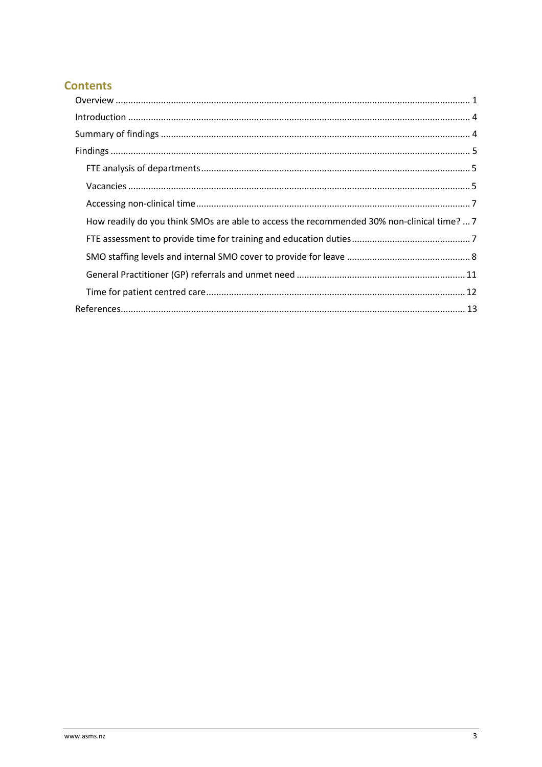## Contents

- Overview ..... 1
- Introduction ..... 4
- Summary of findings ..... 4
- Findings ..... 5
  - FTE analysis of departments ..... 5
  - Vacancies ..... 5
  - Accessing non-clinical time ..... 7
  - How readily do you think SMOs are able to access the recommended 30% non-clinical time? ..... 7
  - FTE assessment to provide time for training and education duties ..... 7
  - SMO staffing levels and internal SMO cover to provide for leave ..... 8
  - General Practitioner (GP) referrals and unmet need ..... 11
  - Time for patient centred care ..... 12
- References ..... 13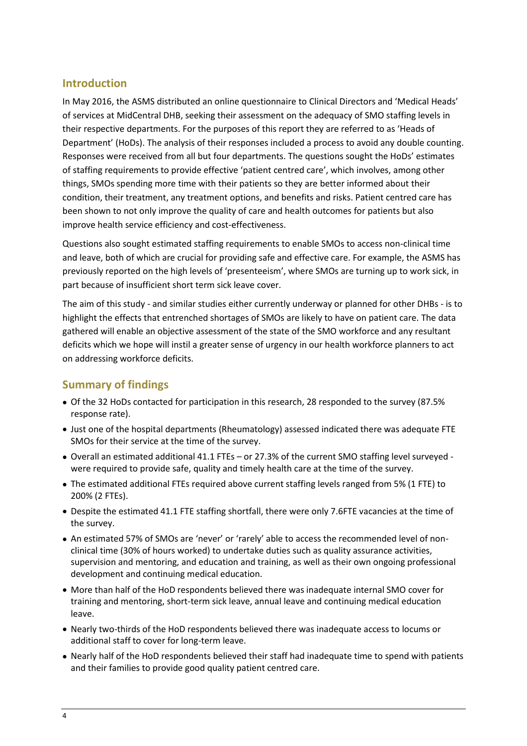## Introduction

In May 2016, the ASMS distributed an online questionnaire to Clinical Directors and 'Medical Heads' of services at MidCentral DHB, seeking their assessment on the adequacy of SMO staffing levels in their respective departments. For the purposes of this report they are referred to as 'Heads of Department' (HoDs). The analysis of their responses included a process to avoid any double counting. Responses were received from all but four departments. The questions sought the HoDs' estimates of staffing requirements to provide effective 'patient centred care', which involves, among other things, SMOs spending more time with their patients so they are better informed about their condition, their treatment, any treatment options, and benefits and risks. Patient centred care has been shown to not only improve the quality of care and health outcomes for patients but also improve health service efficiency and cost-effectiveness.

Questions also sought estimated staffing requirements to enable SMOs to access non-clinical time and leave, both of which are crucial for providing safe and effective care. For example, the ASMS has previously reported on the high levels of 'presenteeism', where SMOs are turning up to work sick, in part because of insufficient short term sick leave cover.

The aim of this study - and similar studies either currently underway or planned for other DHBs - is to highlight the effects that entrenched shortages of SMOs are likely to have on patient care. The data gathered will enable an objective assessment of the state of the SMO workforce and any resultant deficits which we hope will instil a greater sense of urgency in our health workforce planners to act on addressing workforce deficits.

## Summary of findings

- Of the 32 HoDs contacted for participation in this research, 28 responded to the survey (87.5% response rate).
- Just one of the hospital departments (Rheumatology) assessed indicated there was adequate FTE SMOs for their service at the time of the survey.
- Overall an estimated additional 41.1 FTEs – or 27.3% of the current SMO staffing level surveyed - were required to provide safe, quality and timely health care at the time of the survey.
- The estimated additional FTEs required above current staffing levels ranged from 5% (1 FTE) to 200% (2 FTEs).
- Despite the estimated 41.1 FTE staffing shortfall, there were only 7.6FTE vacancies at the time of the survey.
- An estimated 57% of SMOs are 'never' or 'rarely' able to access the recommended level of non-clinical time (30% of hours worked) to undertake duties such as quality assurance activities, supervision and mentoring, and education and training, as well as their own ongoing professional development and continuing medical education.
- More than half of the HoD respondents believed there was inadequate internal SMO cover for training and mentoring, short-term sick leave, annual leave and continuing medical education leave.
- Nearly two-thirds of the HoD respondents believed there was inadequate access to locums or additional staff to cover for long-term leave.
- Nearly half of the HoD respondents believed their staff had inadequate time to spend with patients and their families to provide good quality patient centred care.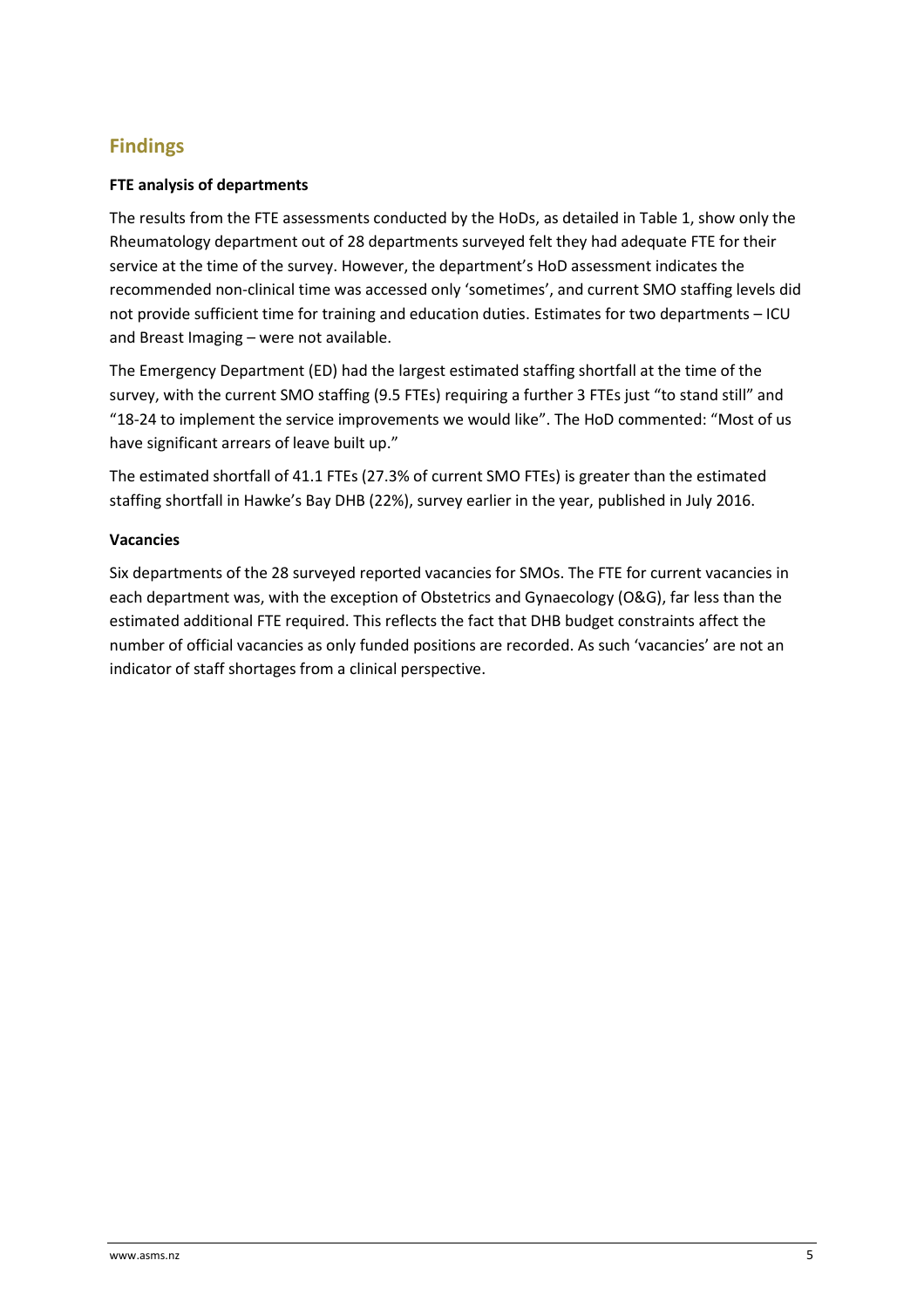## Findings

**FTE analysis of departments**

The results from the FTE assessments conducted by the HoDs, as detailed in Table 1, show only the Rheumatology department out of 28 departments surveyed felt they had adequate FTE for their service at the time of the survey. However, the department's HoD assessment indicates the recommended non-clinical time was accessed only 'sometimes', and current SMO staffing levels did not provide sufficient time for training and education duties. Estimates for two departments – ICU and Breast Imaging – were not available.

The Emergency Department (ED) had the largest estimated staffing shortfall at the time of the survey, with the current SMO staffing (9.5 FTEs) requiring a further 3 FTEs just "to stand still" and "18-24 to implement the service improvements we would like". The HoD commented: "Most of us have significant arrears of leave built up."

The estimated shortfall of 41.1 FTEs (27.3% of current SMO FTEs) is greater than the estimated staffing shortfall in Hawke's Bay DHB (22%), survey earlier in the year, published in July 2016.

**Vacancies**

Six departments of the 28 surveyed reported vacancies for SMOs. The FTE for current vacancies in each department was, with the exception of Obstetrics and Gynaecology (O&G), far less than the estimated additional FTE required. This reflects the fact that DHB budget constraints affect the number of official vacancies as only funded positions are recorded. As such 'vacancies' are not an indicator of staff shortages from a clinical perspective.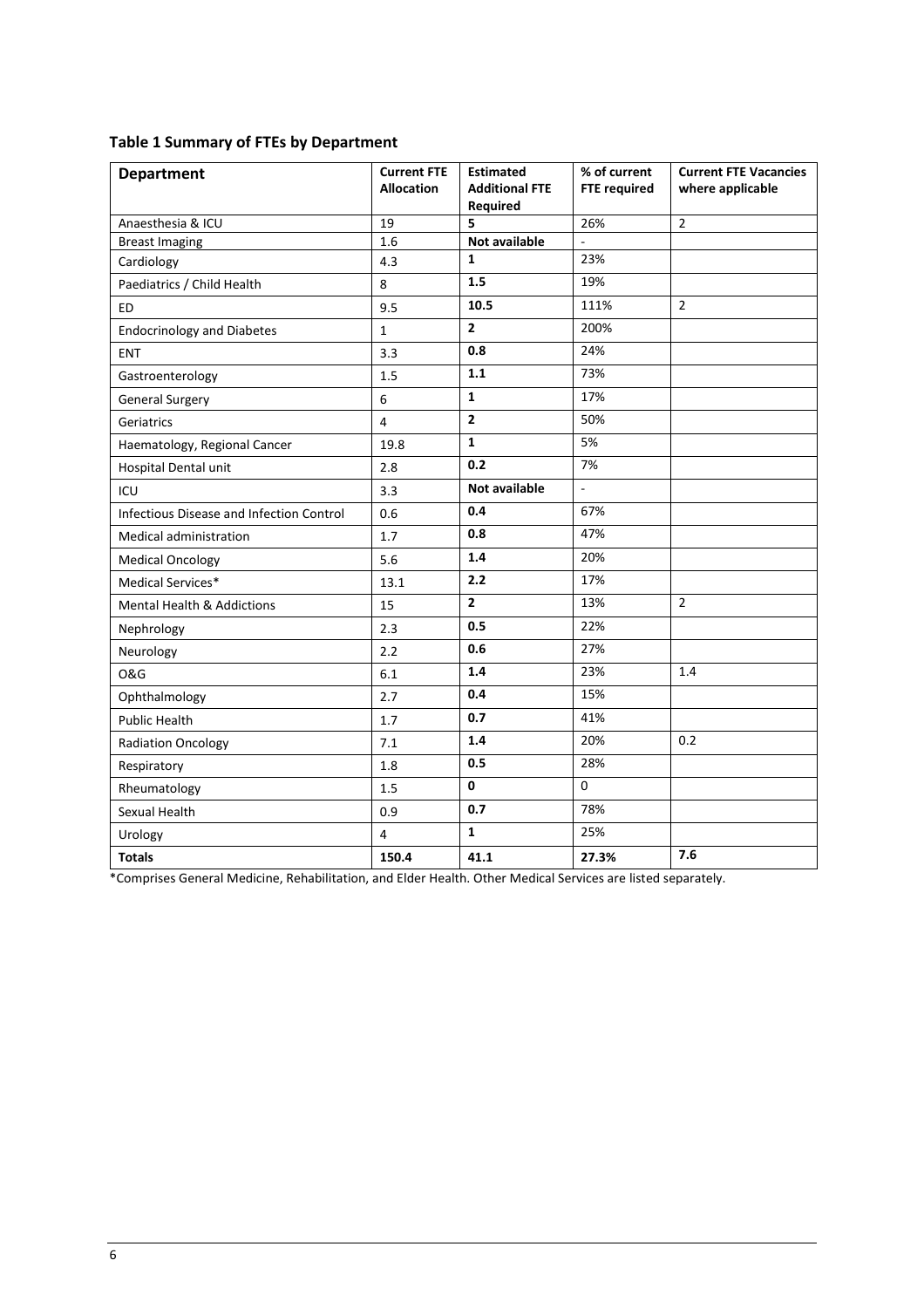**Table 1 Summary of FTEs by Department**

| Department | Current FTE Allocation | Estimated Additional FTE Required | % of current FTE required | Current FTE Vacancies where applicable |
|---|---|---|---|---|
| Anaesthesia & ICU | 19 | **5** | 26% | 2 |
| Breast Imaging | 1.6 | **Not available** | - | |
| Cardiology | 4.3 | **1** | 23% | |
| Paediatrics / Child Health | 8 | **1.5** | 19% | |
| ED | 9.5 | **10.5** | 111% | 2 |
| Endocrinology and Diabetes | 1 | **2** | 200% | |
| ENT | 3.3 | **0.8** | 24% | |
| Gastroenterology | 1.5 | **1.1** | 73% | |
| General Surgery | 6 | **1** | 17% | |
| Geriatrics | 4 | **2** | 50% | |
| Haematology, Regional Cancer | 19.8 | **1** | 5% | |
| Hospital Dental unit | 2.8 | **0.2** | 7% | |
| ICU | 3.3 | **Not available** | - | |
| Infectious Disease and Infection Control | 0.6 | **0.4** | 67% | |
| Medical administration | 1.7 | **0.8** | 47% | |
| Medical Oncology | 5.6 | **1.4** | 20% | |
| Medical Services* | 13.1 | **2.2** | 17% | |
| Mental Health & Addictions | 15 | **2** | 13% | 2 |
| Nephrology | 2.3 | **0.5** | 22% | |
| Neurology | 2.2 | **0.6** | 27% | |
| O&G | 6.1 | **1.4** | 23% | 1.4 |
| Ophthalmology | 2.7 | **0.4** | 15% | |
| Public Health | 1.7 | **0.7** | 41% | |
| Radiation Oncology | 7.1 | **1.4** | 20% | 0.2 |
| Respiratory | 1.8 | **0.5** | 28% | |
| Rheumatology | 1.5 | **0** | 0 | |
| Sexual Health | 0.9 | **0.7** | 78% | |
| Urology | 4 | **1** | 25% | |
| **Totals** | **150.4** | **41.1** | **27.3%** | **7.6** |

*Comprises General Medicine, Rehabilitation, and Elder Health. Other Medical Services are listed separately.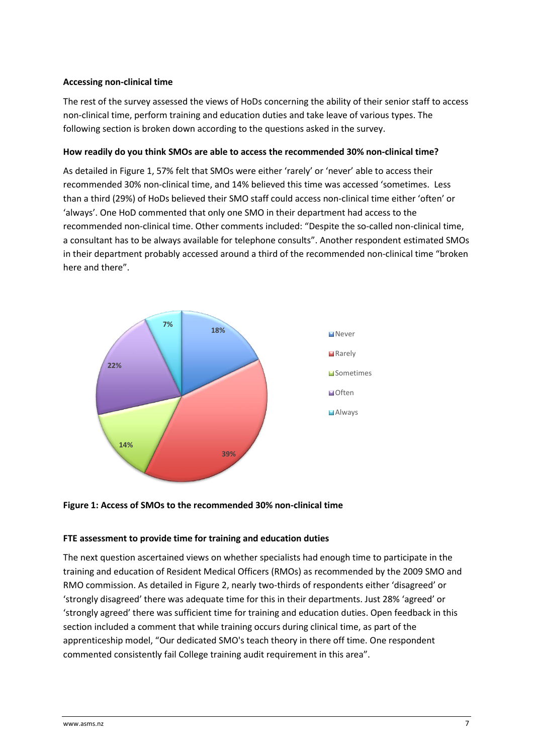**Accessing non-clinical time**

The rest of the survey assessed the views of HoDs concerning the ability of their senior staff to access non-clinical time, perform training and education duties and take leave of various types. The following section is broken down according to the questions asked in the survey.

**How readily do you think SMOs are able to access the recommended 30% non-clinical time?**

As detailed in Figure 1, 57% felt that SMOs were either 'rarely' or 'never' able to access their recommended 30% non-clinical time, and 14% believed this time was accessed 'sometimes. Less than a third (29%) of HoDs believed their SMO staff could access non-clinical time either 'often' or 'always'. One HoD commented that only one SMO in their department had access to the recommended non-clinical time. Other comments included: "Despite the so-called non-clinical time, a consultant has to be always available for telephone consults". Another respondent estimated SMOs in their department probably accessed around a third of the recommended non-clinical time "broken here and there".

| Response | Percentage |
|---|---|
| Never | 18% |
| Rarely | 39% |
| Sometimes | 14% |
| Often | 22% |
| Always | 7% |

**Figure 1: Access of SMOs to the recommended 30% non-clinical time**

**FTE assessment to provide time for training and education duties**

The next question ascertained views on whether specialists had enough time to participate in the training and education of Resident Medical Officers (RMOs) as recommended by the 2009 SMO and RMO commission. As detailed in Figure 2, nearly two-thirds of respondents either 'disagreed' or 'strongly disagreed' there was adequate time for this in their departments. Just 28% 'agreed' or 'strongly agreed' there was sufficient time for training and education duties. Open feedback in this section included a comment that while training occurs during clinical time, as part of the apprenticeship model, "Our dedicated SMO's teach theory in there off time. One respondent commented consistently fail College training audit requirement in this area".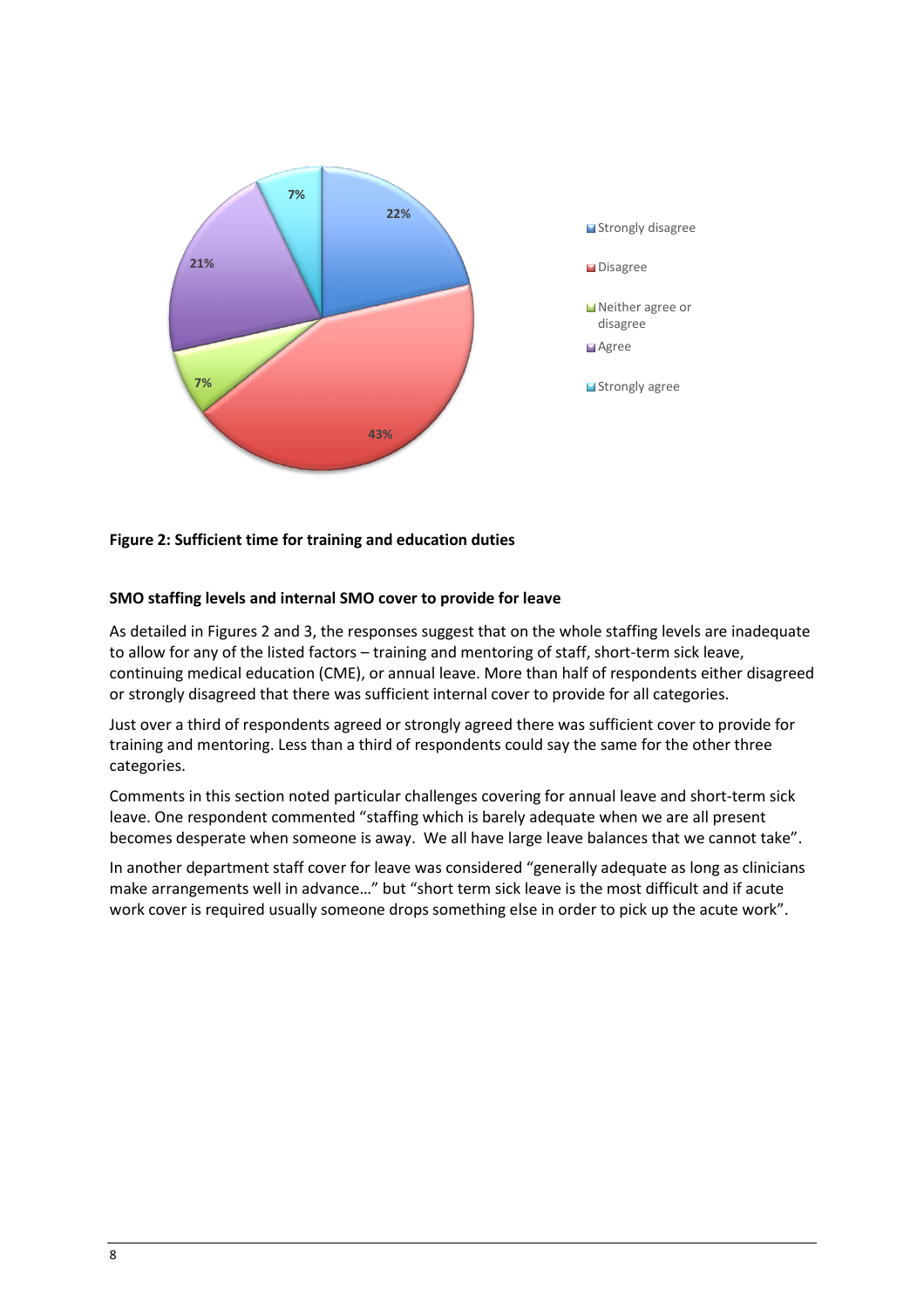**Figure 2: Sufficient time for training and education duties**

**SMO staffing levels and internal SMO cover to provide for leave**

As detailed in Figures 2 and 3, the responses suggest that on the whole staffing levels are inadequate to allow for any of the listed factors – training and mentoring of staff, short-term sick leave, continuing medical education (CME), or annual leave. More than half of respondents either disagreed or strongly disagreed that there was sufficient internal cover to provide for all categories.

Just over a third of respondents agreed or strongly agreed there was sufficient cover to provide for training and mentoring. Less than a third of respondents could say the same for the other three categories.

Comments in this section noted particular challenges covering for annual leave and short-term sick leave. One respondent commented "staffing which is barely adequate when we are all present becomes desperate when someone is away. We all have large leave balances that we cannot take".

In another department staff cover for leave was considered "generally adequate as long as clinicians make arrangements well in advance…" but "short term sick leave is the most difficult and if acute work cover is required usually someone drops something else in order to pick up the acute work".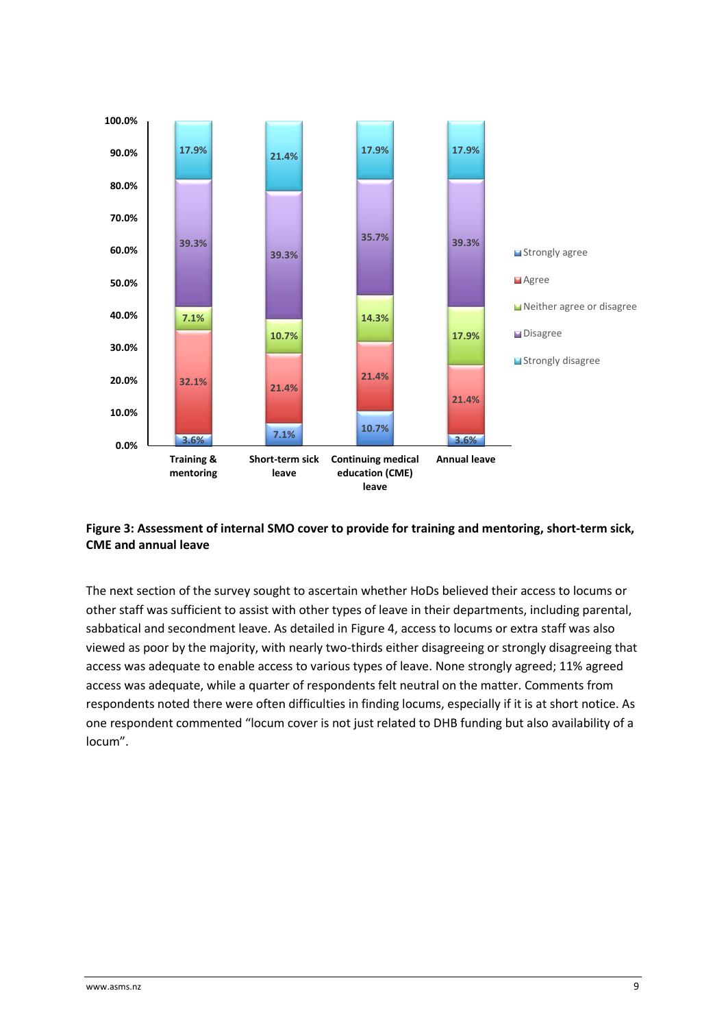| | Training & mentoring | Short-term sick leave | Continuing medical education (CME) leave | Annual leave |
|---|---|---|---|---|
| Strongly agree | 3.6% | 7.1% | 10.7% | 3.6% |
| Agree | 32.1% | 21.4% | 21.4% | 21.4% |
| Neither agree or disagree | 7.1% | 10.7% | 14.3% | 17.9% |
| Disagree | 39.3% | 39.3% | 35.7% | 39.3% |
| Strongly disagree | 17.9% | 21.4% | 17.9% | 17.9% |

**Figure 3: Assessment of internal SMO cover to provide for training and mentoring, short-term sick, CME and annual leave**

The next section of the survey sought to ascertain whether HoDs believed their access to locums or other staff was sufficient to assist with other types of leave in their departments, including parental, sabbatical and secondment leave. As detailed in Figure 4, access to locums or extra staff was also viewed as poor by the majority, with nearly two-thirds either disagreeing or strongly disagreeing that access was adequate to enable access to various types of leave. None strongly agreed; 11% agreed access was adequate, while a quarter of respondents felt neutral on the matter. Comments from respondents noted there were often difficulties in finding locums, especially if it is at short notice. As one respondent commented "locum cover is not just related to DHB funding but also availability of a locum".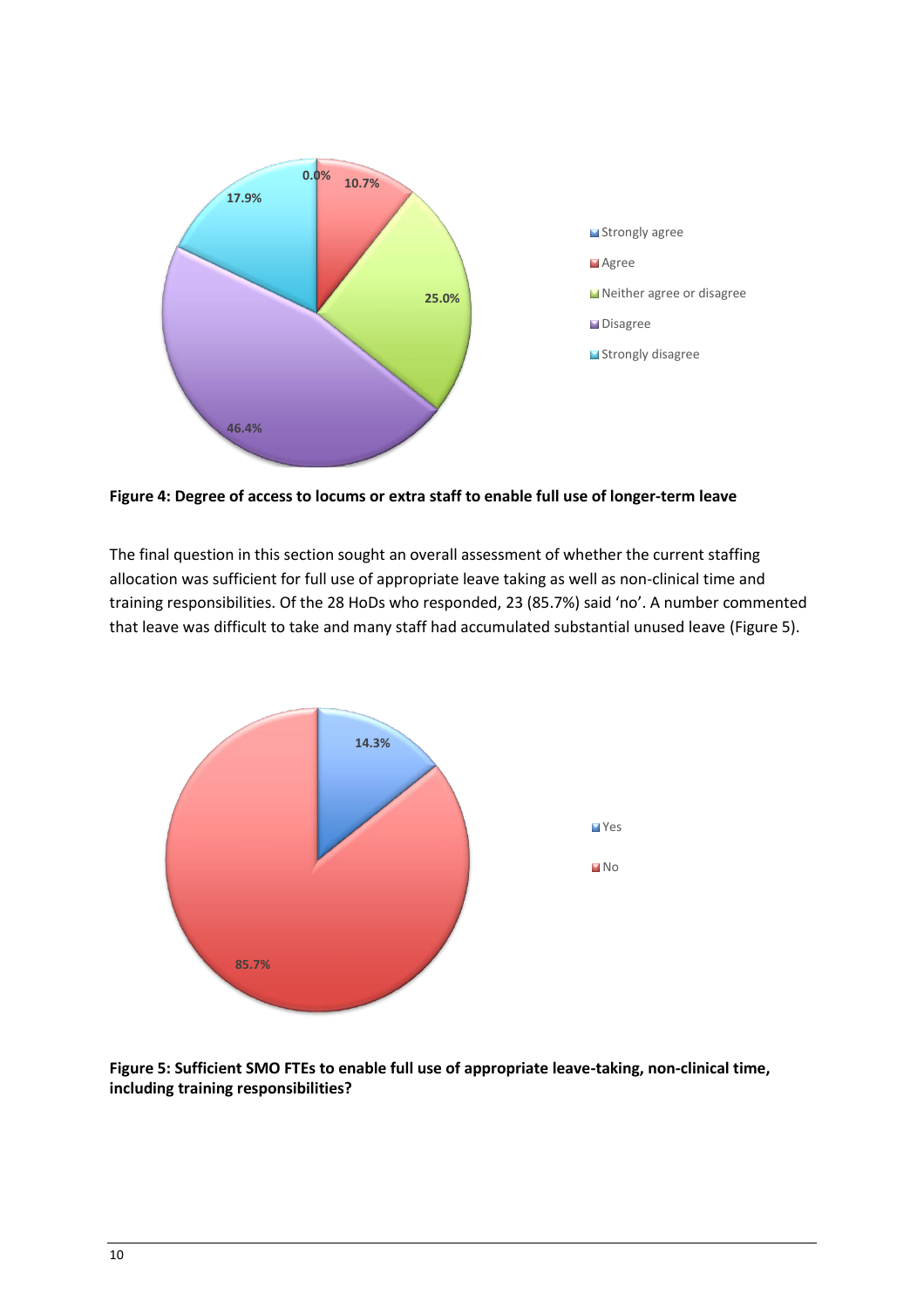**Figure 4: Degree of access to locums or extra staff to enable full use of longer-term leave**

The final question in this section sought an overall assessment of whether the current staffing allocation was sufficient for full use of appropriate leave taking as well as non-clinical time and training responsibilities. Of the 28 HoDs who responded, 23 (85.7%) said 'no'. A number commented that leave was difficult to take and many staff had accumulated substantial unused leave (Figure 5).

**Figure 5: Sufficient SMO FTEs to enable full use of appropriate leave-taking, non-clinical time, including training responsibilities?**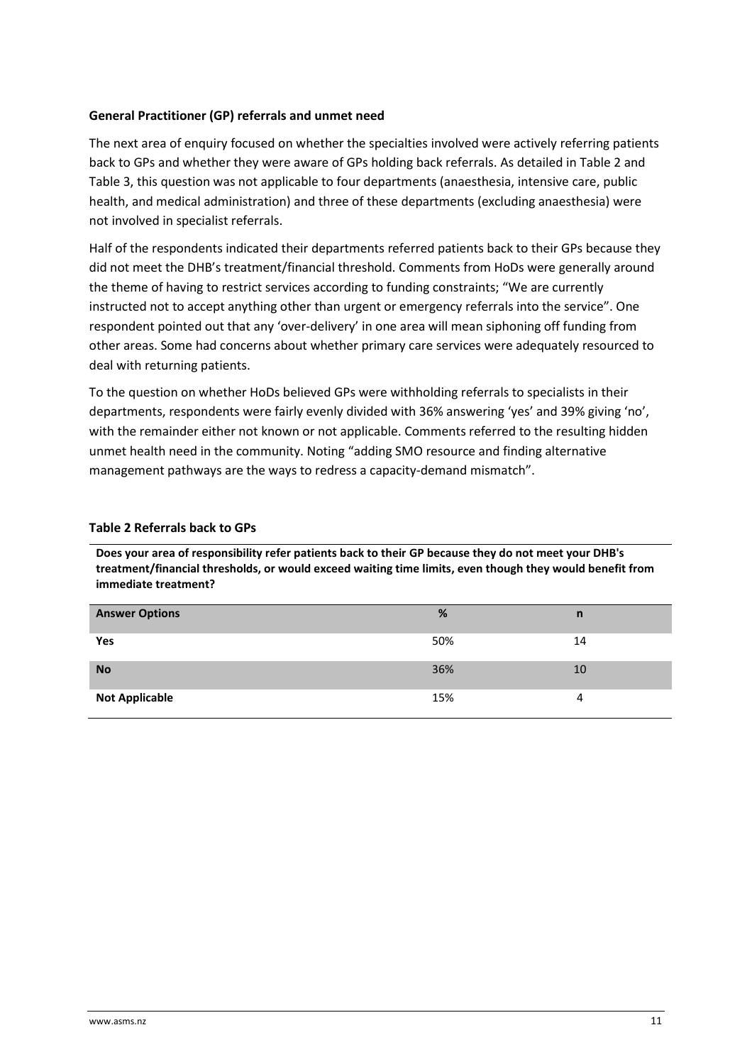**General Practitioner (GP) referrals and unmet need**

The next area of enquiry focused on whether the specialties involved were actively referring patients back to GPs and whether they were aware of GPs holding back referrals. As detailed in Table 2 and Table 3, this question was not applicable to four departments (anaesthesia, intensive care, public health, and medical administration) and three of these departments (excluding anaesthesia) were not involved in specialist referrals.

Half of the respondents indicated their departments referred patients back to their GPs because they did not meet the DHB's treatment/financial threshold. Comments from HoDs were generally around the theme of having to restrict services according to funding constraints; "We are currently instructed not to accept anything other than urgent or emergency referrals into the service". One respondent pointed out that any 'over-delivery' in one area will mean siphoning off funding from other areas. Some had concerns about whether primary care services were adequately resourced to deal with returning patients.

To the question on whether HoDs believed GPs were withholding referrals to specialists in their departments, respondents were fairly evenly divided with 36% answering 'yes' and 39% giving 'no', with the remainder either not known or not applicable. Comments referred to the resulting hidden unmet health need in the community. Noting "adding SMO resource and finding alternative management pathways are the ways to redress a capacity-demand mismatch".

**Table 2 Referrals back to GPs**

**Does your area of responsibility refer patients back to their GP because they do not meet your DHB's treatment/financial thresholds, or would exceed waiting time limits, even though they would benefit from immediate treatment?**

| Answer Options | % | n |
|---|---|---|
| **Yes** | 50% | 14 |
| **No** | 36% | 10 |
| **Not Applicable** | 15% | 4 |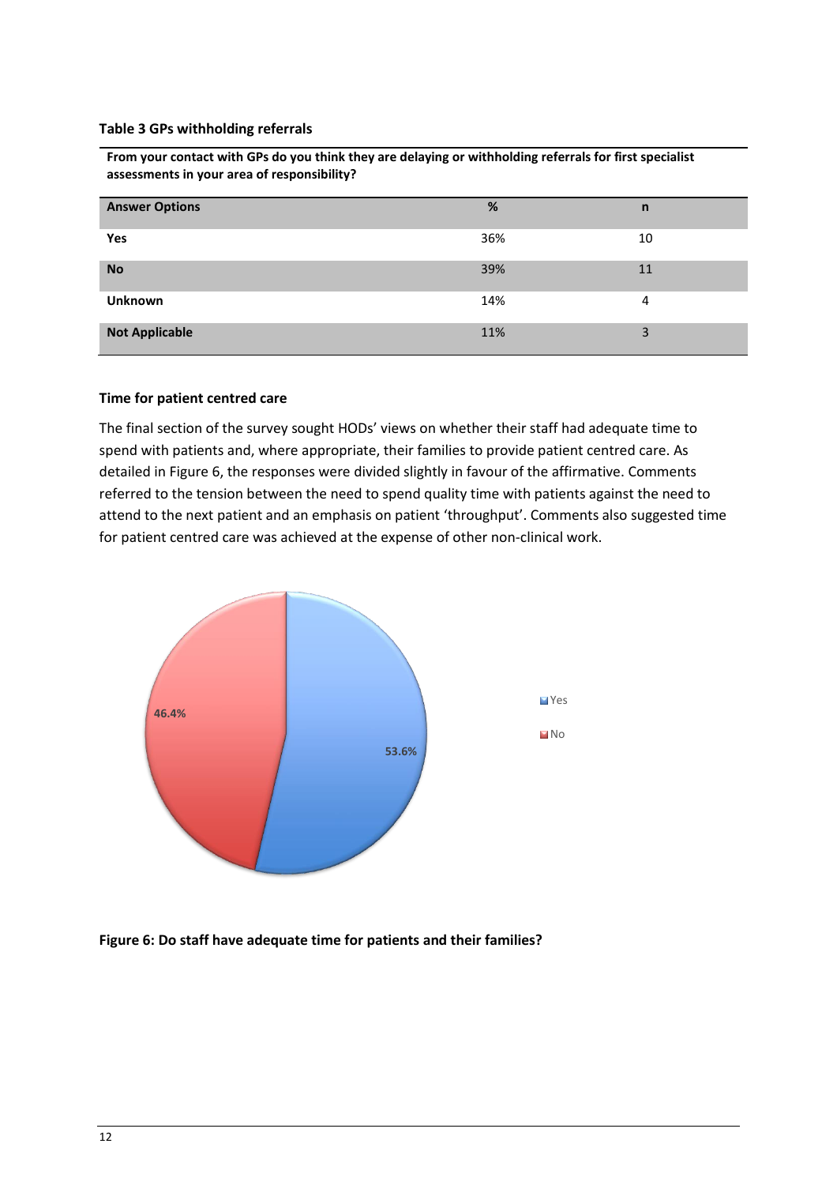**Table 3 GPs withholding referrals**

| From your contact with GPs do you think they are delaying or withholding referrals for first specialist assessments in your area of responsibility? | | |
|---|---|---|
| **Answer Options** | **%** | **n** |
| **Yes** | 36% | 10 |
| **No** | 39% | 11 |
| **Unknown** | 14% | 4 |
| **Not Applicable** | 11% | 3 |

**Time for patient centred care**

The final section of the survey sought HODs' views on whether their staff had adequate time to spend with patients and, where appropriate, their families to provide patient centred care. As detailed in Figure 6, the responses were divided slightly in favour of the affirmative. Comments referred to the tension between the need to spend quality time with patients against the need to attend to the next patient and an emphasis on patient 'throughput'. Comments also suggested time for patient centred care was achieved at the expense of other non-clinical work.

| Response | % |
|---|---|
| Yes | 53.6% |
| No | 46.4% |

**Figure 6: Do staff have adequate time for patients and their families?**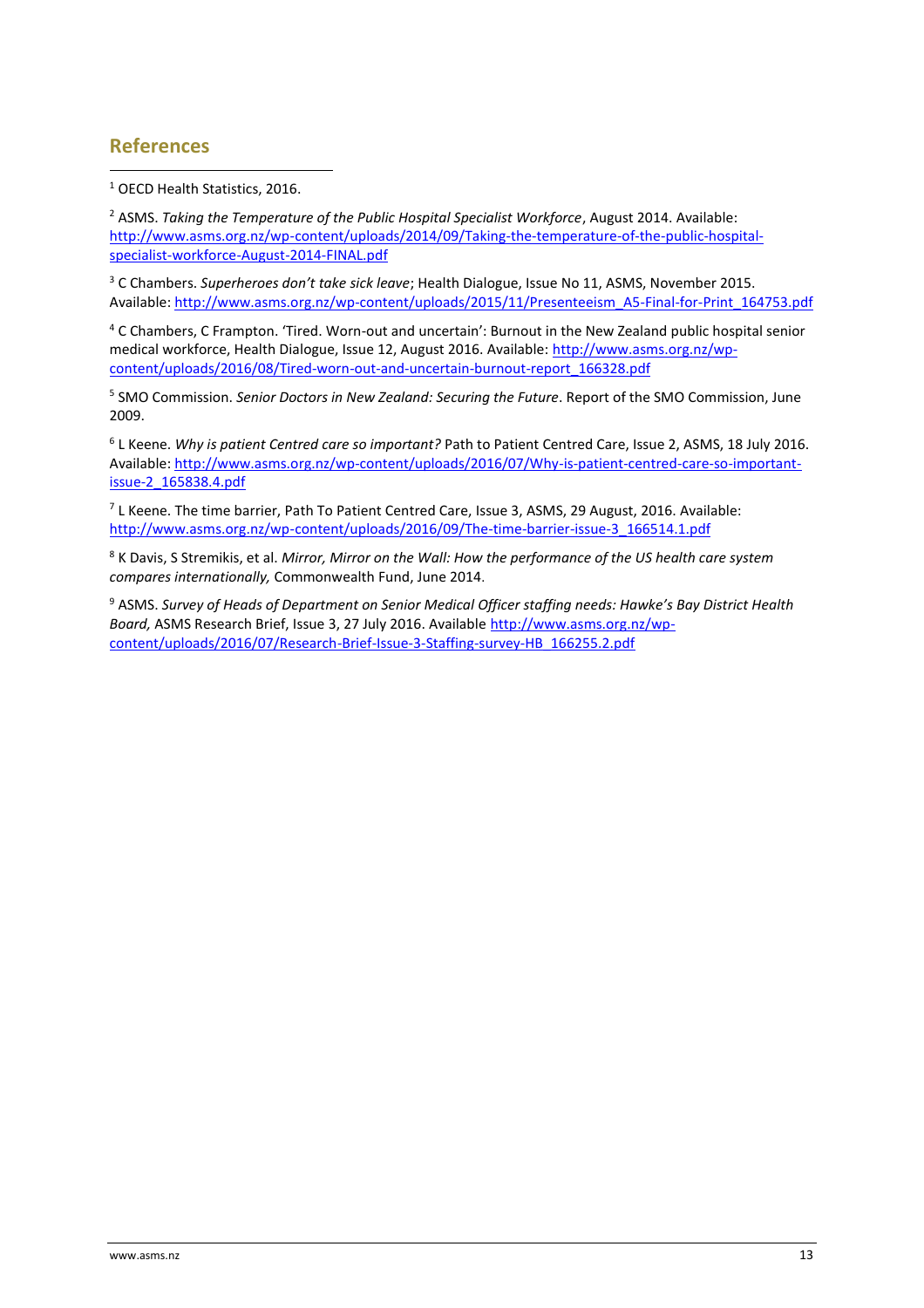## References

[1] OECD Health Statistics, 2016.

[2] ASMS. *Taking the Temperature of the Public Hospital Specialist Workforce*, August 2014. Available: http://www.asms.org.nz/wp-content/uploads/2014/09/Taking-the-temperature-of-the-public-hospital-specialist-workforce-August-2014-FINAL.pdf

[3] C Chambers. *Superheroes don't take sick leave*; Health Dialogue, Issue No 11, ASMS, November 2015. Available: http://www.asms.org.nz/wp-content/uploads/2015/11/Presenteeism_A5-Final-for-Print_164753.pdf

[4] C Chambers, C Frampton. 'Tired. Worn-out and uncertain': Burnout in the New Zealand public hospital senior medical workforce, Health Dialogue, Issue 12, August 2016. Available: http://www.asms.org.nz/wp-content/uploads/2016/08/Tired-worn-out-and-uncertain-burnout-report_166328.pdf

[5] SMO Commission. *Senior Doctors in New Zealand: Securing the Future*. Report of the SMO Commission, June 2009.

[6] L Keene. *Why is patient Centred care so important?* Path to Patient Centred Care, Issue 2, ASMS, 18 July 2016. Available: http://www.asms.org.nz/wp-content/uploads/2016/07/Why-is-patient-centred-care-so-important-issue-2_165838.4.pdf

[7] L Keene. The time barrier, Path To Patient Centred Care, Issue 3, ASMS, 29 August, 2016. Available: http://www.asms.org.nz/wp-content/uploads/2016/09/The-time-barrier-issue-3_166514.1.pdf

[8] K Davis, S Stremikis, et al. *Mirror, Mirror on the Wall: How the performance of the US health care system compares internationally,* Commonwealth Fund, June 2014.

[9] ASMS. *Survey of Heads of Department on Senior Medical Officer staffing needs: Hawke's Bay District Health Board,* ASMS Research Brief, Issue 3, 27 July 2016. Available http://www.asms.org.nz/wp-content/uploads/2016/07/Research-Brief-Issue-3-Staffing-survey-HB_166255.2.pdf